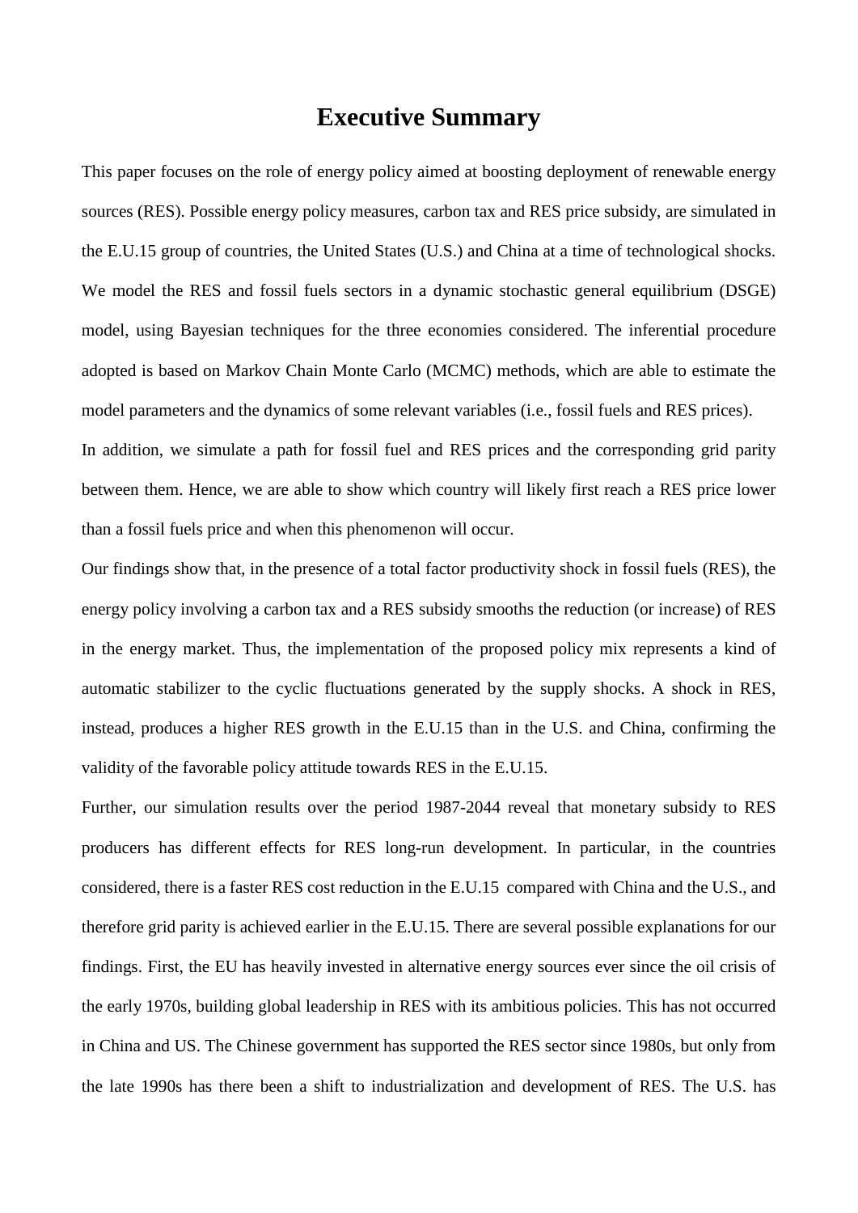# Executive Summary

This paper focuses on the role of energy policy aimed at boosting deployment of renewable energy sources (RES). Possible energy policy measures, carbon tax and RES price subsidy, are simulated in the E.U.15 group of countries, the United States (U.S.) and China at a time of technological shocks. We model the RES and fossil fuels sectors in a dynamic stochastic general equilibrium (DSGE) model, using Bayesian techniques for the three economies considered. The inferential procedure adopted is based on Markov Chain Monte Carlo (MCMC) methods, which are able to estimate the model parameters and the dynamics of some relevant variables (i.e., fossil fuels and RES prices).

In addition, we simulate a path for fossil fuel and RES prices and the corresponding grid parity between them. Hence, we are able to show which country will likely first reach a RES price lower than a fossil fuels price and when this phenomenon will occur.

Our findings show that, in the presence of a total factor productivity shock in fossil fuels (RES), the energy policy involving a carbon tax and a RES subsidy smooths the reduction (or increase) of RES in the energy market. Thus, the implementation of the proposed policy mix represents a kind of automatic stabilizer to the cyclic fluctuations generated by the supply shocks. A shock in RES, instead, produces a higher RES growth in the E.U.15 than in the U.S. and China, confirming the validity of the favorable policy attitude towards RES in the E.U.15.

Further, our simulation results over the period 1987-2044 reveal that monetary subsidy to RES producers has different effects for RES long-run development. In particular, in the countries considered, there is a faster RES cost reduction in the E.U.15 compared with China and the U.S., and therefore grid parity is achieved earlier in the E.U.15. There are several possible explanations for our findings. First, the EU has heavily invested in alternative energy sources ever since the oil crisis of the early 1970s, building global leadership in RES with its ambitious policies. This has not occurred in China and US. The Chinese government has supported the RES sector since 1980s, but only from the late 1990s has there been a shift to industrialization and development of RES. The U.S. has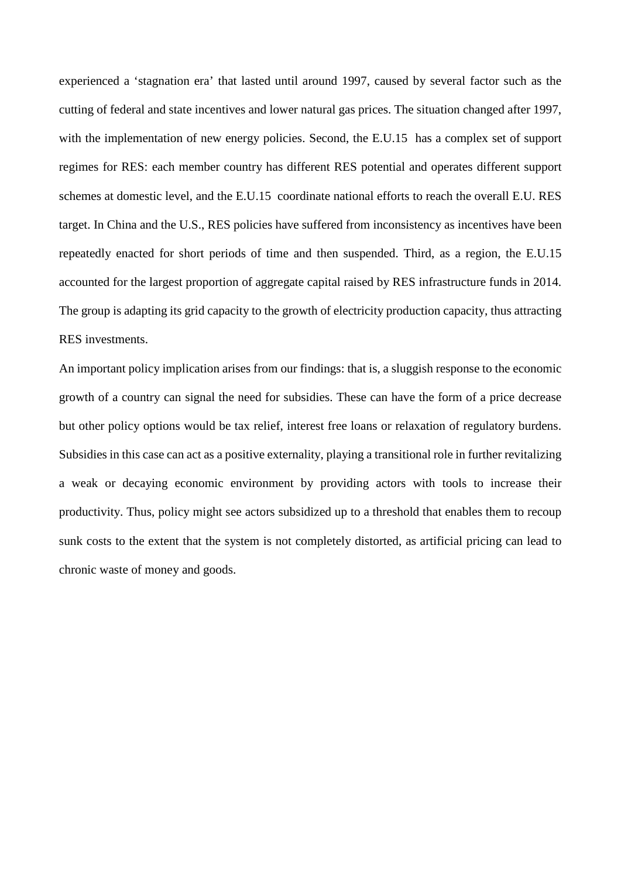experienced a 'stagnation era' that lasted until around 1997, caused by several factor such as the cutting of federal and state incentives and lower natural gas prices. The situation changed after 1997, with the implementation of new energy policies. Second, the E.U.15 has a complex set of support regimes for RES: each member country has different RES potential and operates different support schemes at domestic level, and the E.U.15 coordinate national efforts to reach the overall E.U. RES target. In China and the U.S., RES policies have suffered from inconsistency as incentives have been repeatedly enacted for short periods of time and then suspended. Third, as a region, the E.U.15 accounted for the largest proportion of aggregate capital raised by RES infrastructure funds in 2014. The group is adapting its grid capacity to the growth of electricity production capacity, thus attracting RES investments.

An important policy implication arises from our findings: that is, a sluggish response to the economic growth of a country can signal the need for subsidies. These can have the form of a price decrease but other policy options would be tax relief, interest free loans or relaxation of regulatory burdens. Subsidies in this case can act as a positive externality, playing a transitional role in further revitalizing a weak or decaying economic environment by providing actors with tools to increase their productivity. Thus, policy might see actors subsidized up to a threshold that enables them to recoup sunk costs to the extent that the system is not completely distorted, as artificial pricing can lead to chronic waste of money and goods.